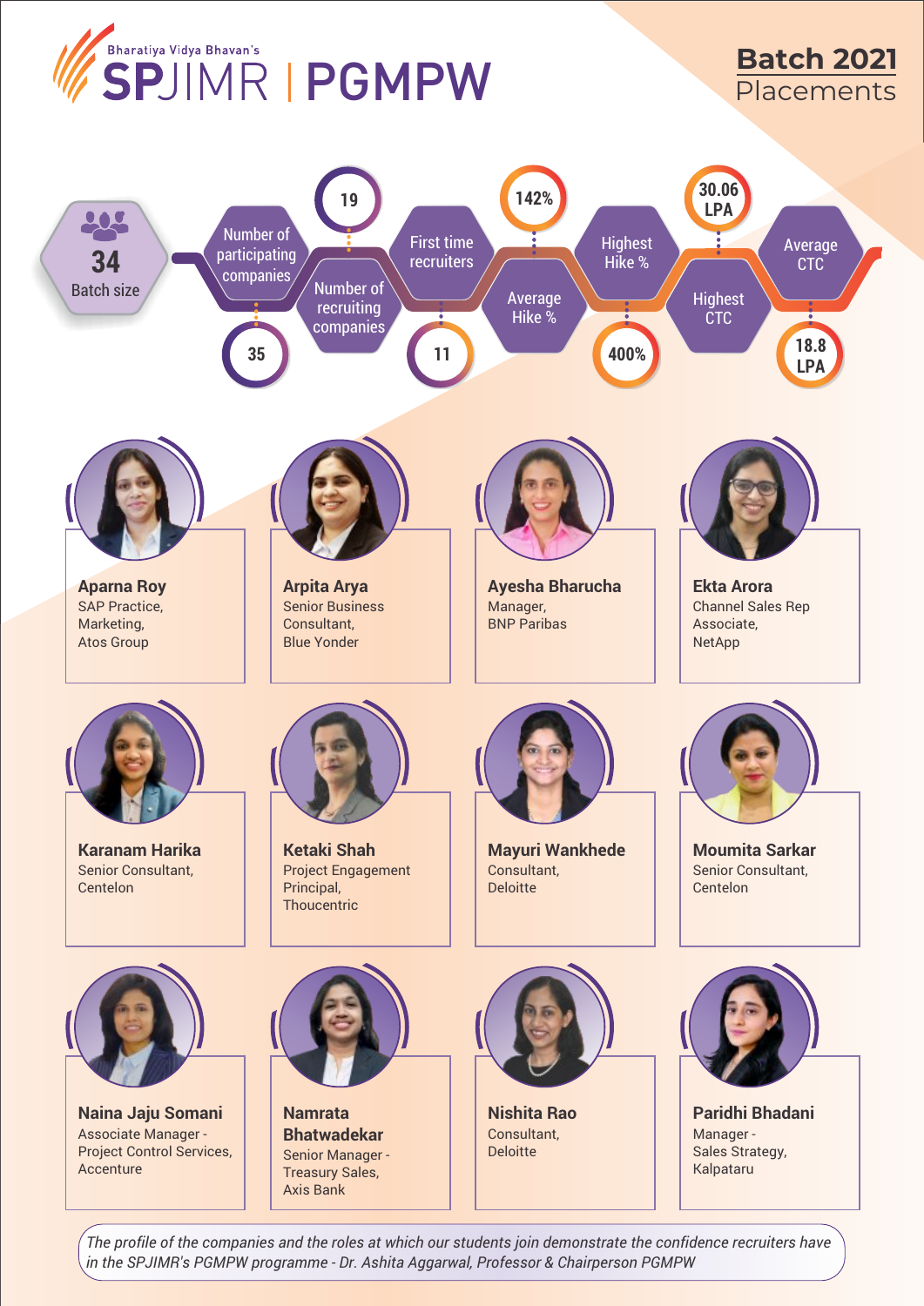Bharatiya Vidya Bhavan's

# SPJIMR | PGMPW

## Batch 2021 Placements

| Metric | Value |
|---|---|
| Batch size | 34 |
| Number of participating companies | 35 |
| Number of recruiting companies | 19 |
| First time recruiters | 11 |
| Average Hike % | 142% |
| Highest Hike % | 400% |
| Highest CTC | 30.06 LPA |
| Average CTC | 18.8 LPA |

**Aparna Roy**
SAP Practice,
Marketing,
Atos Group

**Arpita Arya**
Senior Business Consultant,
Blue Yonder

**Ayesha Bharucha**
Manager,
BNP Paribas

**Ekta Arora**
Channel Sales Rep Associate,
NetApp

**Karanam Harika**
Senior Consultant,
Centelon

**Ketaki Shah**
Project Engagement Principal,
Thoucentric

**Mayuri Wankhede**
Consultant,
Deloitte

**Moumita Sarkar**
Senior Consultant,
Centelon

**Naina Jaju Somani**
Associate Manager - Project Control Services,
Accenture

**Namrata Bhatwadekar**
Senior Manager - Treasury Sales,
Axis Bank

**Nishita Rao**
Consultant,
Deloitte

**Paridhi Bhadani**
Manager - Sales Strategy,
Kalpataru

*The profile of the companies and the roles at which our students join demonstrate the confidence recruiters have in the SPJIMR's PGMPW programme - Dr. Ashita Aggarwal, Professor & Chairperson PGMPW*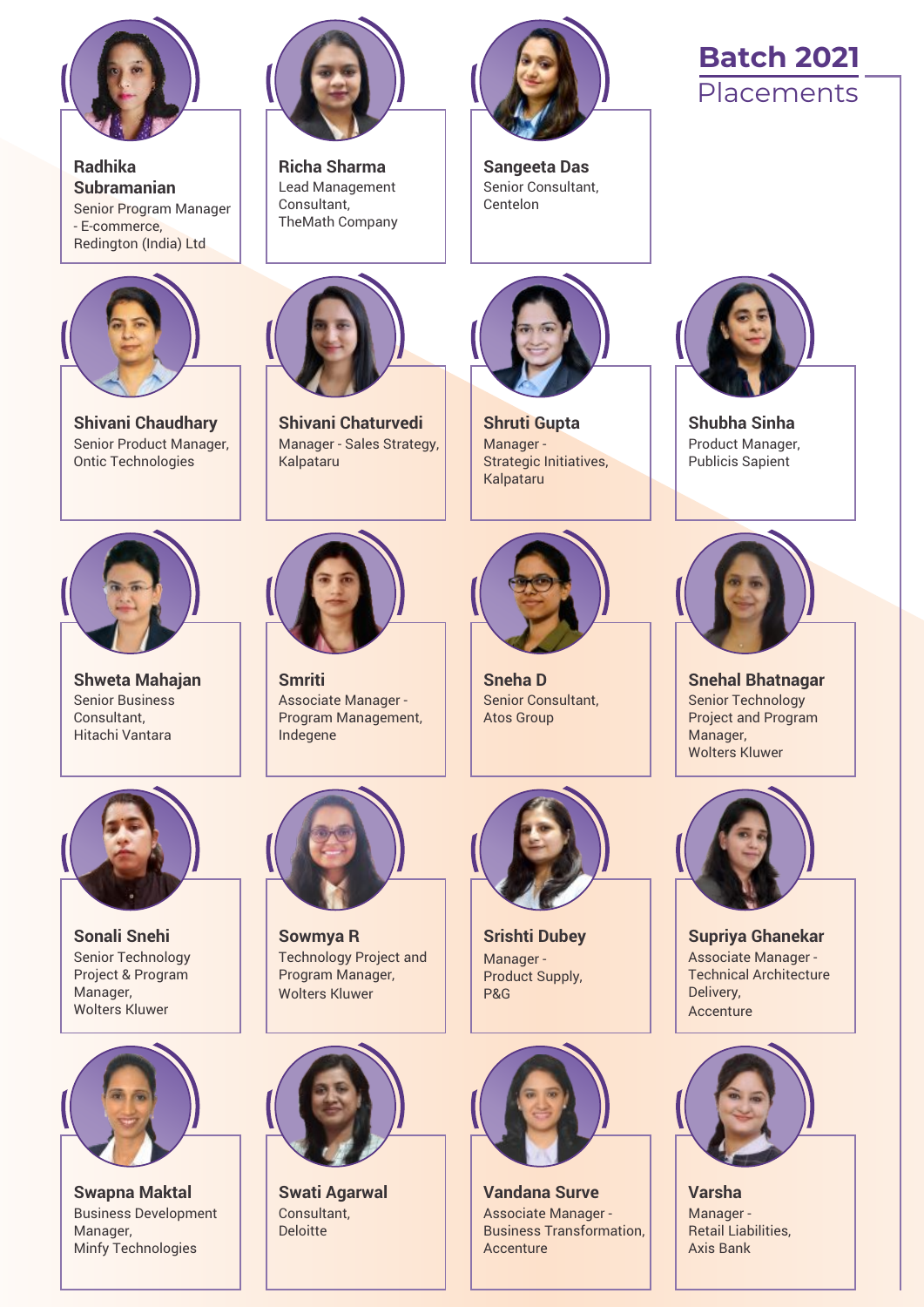# Batch 2021 Placements

**Radhika Subramanian**
Senior Program Manager - E-commerce,
Redington (India) Ltd

**Richa Sharma**
Lead Management Consultant,
TheMath Company

**Sangeeta Das**
Senior Consultant,
Centelon

**Shivani Chaudhary**
Senior Product Manager,
Ontic Technologies

**Shivani Chaturvedi**
Manager - Sales Strategy,
Kalpataru

**Shruti Gupta**
Manager - Strategic Initiatives,
Kalpataru

**Shubha Sinha**
Product Manager,
Publicis Sapient

**Shweta Mahajan**
Senior Business Consultant,
Hitachi Vantara

**Smriti**
Associate Manager - Program Management,
Indegene

**Sneha D**
Senior Consultant,
Atos Group

**Snehal Bhatnagar**
Senior Technology Project and Program Manager,
Wolters Kluwer

**Sonali Snehi**
Senior Technology Project & Program Manager,
Wolters Kluwer

**Sowmya R**
Technology Project and Program Manager,
Wolters Kluwer

**Srishti Dubey**
Manager - Product Supply,
P&G

**Supriya Ghanekar**
Associate Manager - Technical Architecture Delivery,
Accenture

**Swapna Maktal**
Business Development Manager,
Minfy Technologies

**Swati Agarwal**
Consultant,
Deloitte

**Vandana Surve**
Associate Manager - Business Transformation,
Accenture

**Varsha**
Manager - Retail Liabilities,
Axis Bank